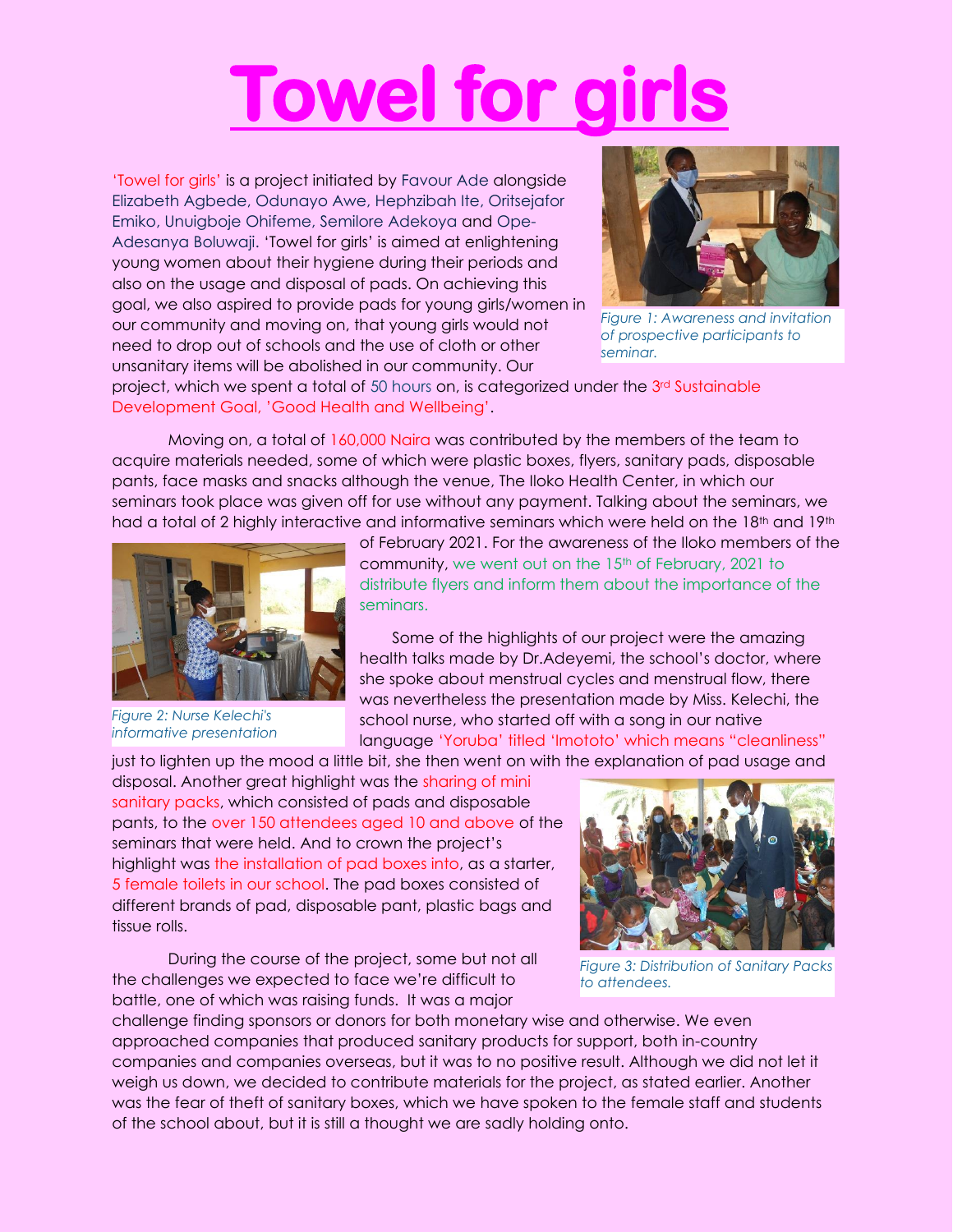# Towel for girls

'Towel for girls' is a project initiated by Favour Ade alongside Elizabeth Agbede, Odunayo Awe, Hephzibah Ite, Oritsejafor Emiko, Unuigboje Ohifeme, Semilore Adekoya and Ope-Adesanya Boluwaji. 'Towel for girls' is aimed at enlightening young women about their hygiene during their periods and also on the usage and disposal of pads. On achieving this goal, we also aspired to provide pads for young girls/women in our community and moving on, that young girls would not need to drop out of schools and the use of cloth or other unsanitary items will be abolished in our community. Our project, which we spent a total of 50 hours on, is categorized under the 3rd Sustainable Development Goal, 'Good Health and Wellbeing'.

*Figure 1: Awareness and invitation of prospective participants to seminar.*

Moving on, a total of 160,000 Naira was contributed by the members of the team to acquire materials needed, some of which were plastic boxes, flyers, sanitary pads, disposable pants, face masks and snacks although the venue, The Iloko Health Center, in which our seminars took place was given off for use without any payment. Talking about the seminars, we had a total of 2 highly interactive and informative seminars which were held on the 18th and 19th of February 2021. For the awareness of the Iloko members of the community, we went out on the 15th of February, 2021 to distribute flyers and inform them about the importance of the seminars.

*Figure 2: Nurse Kelechi's informative presentation*

Some of the highlights of our project were the amazing health talks made by Dr.Adeyemi, the school's doctor, where she spoke about menstrual cycles and menstrual flow, there was nevertheless the presentation made by Miss. Kelechi, the school nurse, who started off with a song in our native language 'Yoruba' titled 'Imototo' which means "cleanliness" just to lighten up the mood a little bit, she then went on with the explanation of pad usage and disposal. Another great highlight was the sharing of mini sanitary packs, which consisted of pads and disposable pants, to the over 150 attendees aged 10 and above of the seminars that were held. And to crown the project's highlight was the installation of pad boxes into, as a starter, 5 female toilets in our school. The pad boxes consisted of different brands of pad, disposable pant, plastic bags and tissue rolls.

*Figure 3: Distribution of Sanitary Packs to attendees.*

During the course of the project, some but not all the challenges we expected to face we're difficult to battle, one of which was raising funds. It was a major challenge finding sponsors or donors for both monetary wise and otherwise. We even approached companies that produced sanitary products for support, both in-country companies and companies overseas, but it was to no positive result. Although we did not let it weigh us down, we decided to contribute materials for the project, as stated earlier. Another was the fear of theft of sanitary boxes, which we have spoken to the female staff and students of the school about, but it is still a thought we are sadly holding onto.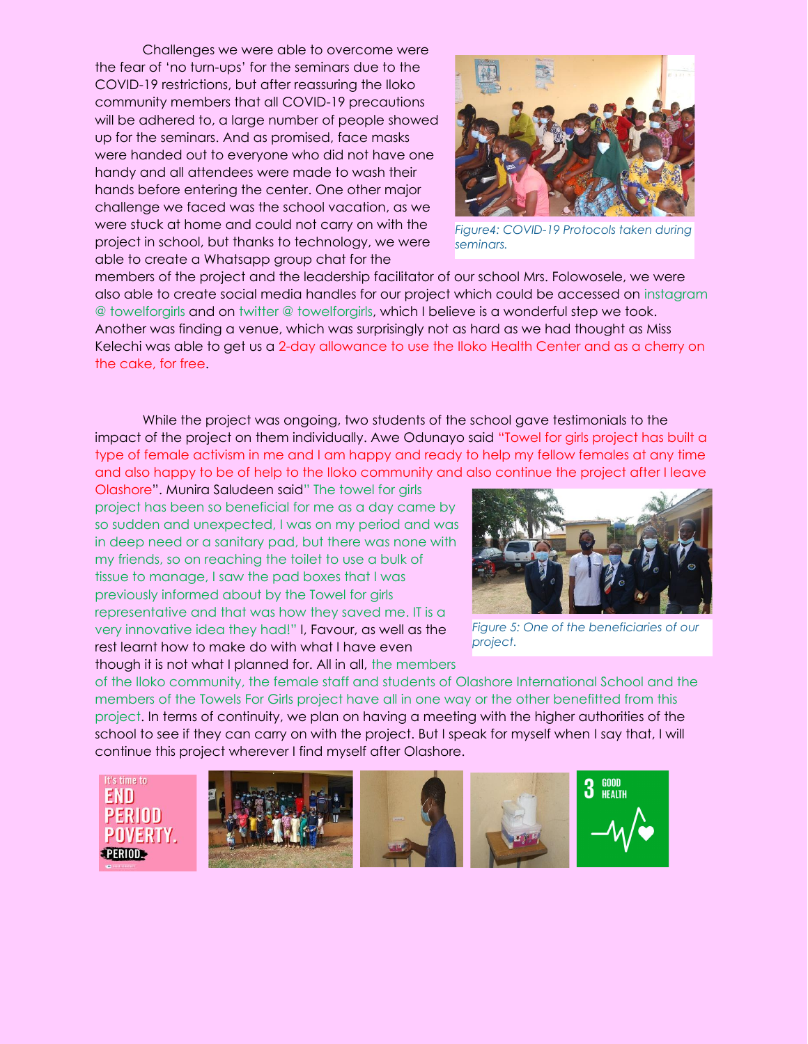Challenges we were able to overcome were the fear of 'no turn-ups' for the seminars due to the COVID-19 restrictions, but after reassuring the Iloko community members that all COVID-19 precautions will be adhered to, a large number of people showed up for the seminars. And as promised, face masks were handed out to everyone who did not have one handy and all attendees were made to wash their hands before entering the center. One other major challenge we faced was the school vacation, as we were stuck at home and could not carry on with the project in school, but thanks to technology, we were able to create a Whatsapp group chat for the members of the project and the leadership facilitator of our school Mrs. Folowosele, we were also able to create social media handles for our project which could be accessed on instagram @ towelforgirls and on twitter @ towelforgirls, which I believe is a wonderful step we took. Another was finding a venue, which was surprisingly not as hard as we had thought as Miss Kelechi was able to get us a 2-day allowance to use the Iloko Health Center and as a cherry on the cake, for free.

*Figure4: COVID-19 Protocols taken during seminars.*

While the project was ongoing, two students of the school gave testimonials to the impact of the project on them individually. Awe Odunayo said "Towel for girls project has built a type of female activism in me and I am happy and ready to help my fellow females at any time and also happy to be of help to the Iloko community and also continue the project after I leave Olashore". Munira Saludeen said" The towel for girls project has been so beneficial for me as a day came by so sudden and unexpected, I was on my period and was in deep need or a sanitary pad, but there was none with my friends, so on reaching the toilet to use a bulk of tissue to manage, I saw the pad boxes that I was previously informed about by the Towel for girls representative and that was how they saved me. IT is a very innovative idea they had!" I, Favour, as well as the rest learnt how to make do with what I have even though it is not what I planned for. All in all, the members of the Iloko community, the female staff and students of Olashore International School and the members of the Towels For Girls project have all in one way or the other benefitted from this project. In terms of continuity, we plan on having a meeting with the higher authorities of the school to see if they can carry on with the project. But I speak for myself when I say that, I will continue this project wherever I find myself after Olashore.

*Figure 5: One of the beneficiaries of our project.*